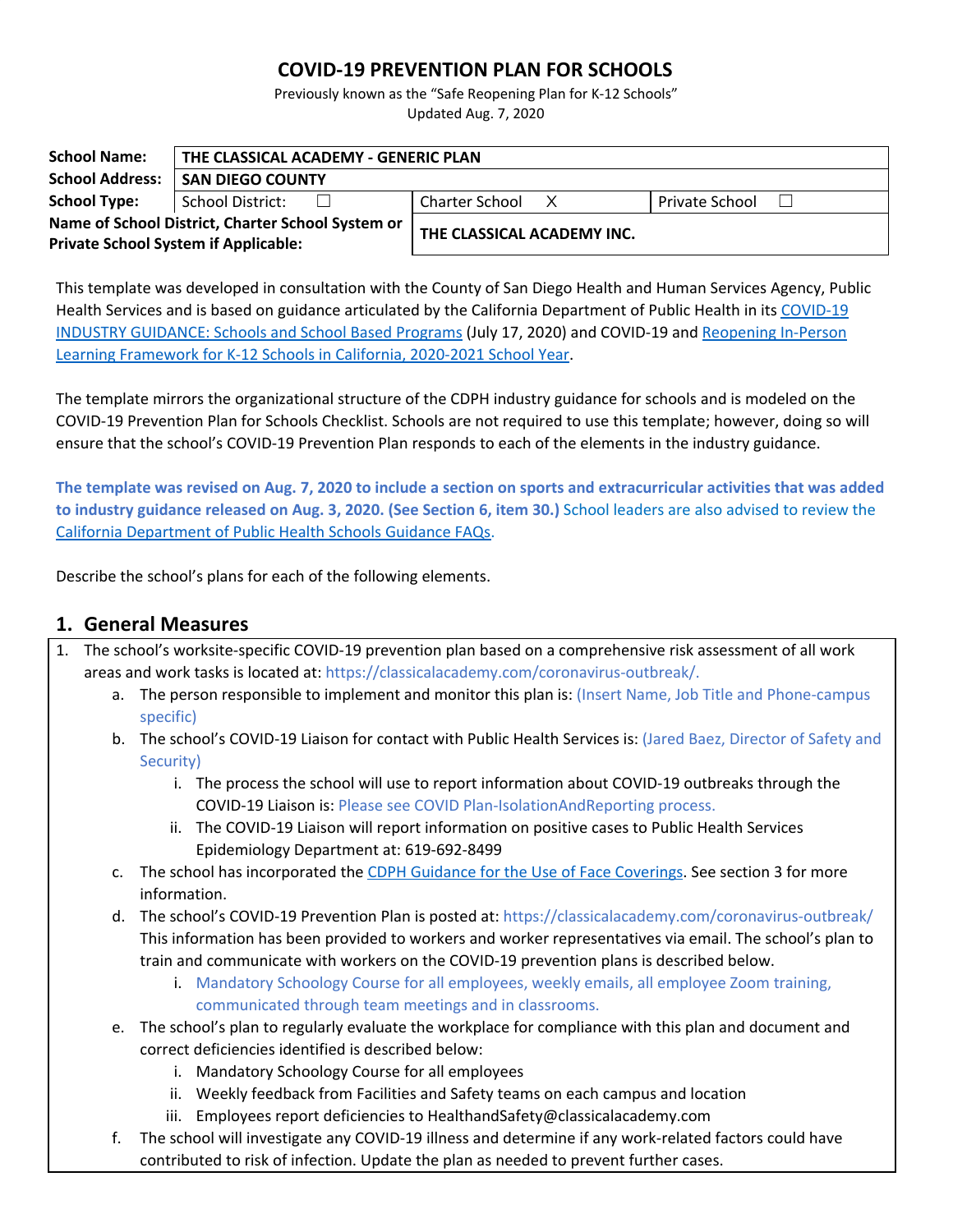# COVID-19 PREVENTION PLAN FOR SCHOOLS

Previously known as the "Safe Reopening Plan for K-12 Schools"
Updated Aug. 7, 2020

| **School Name:** | **THE CLASSICAL ACADEMY - GENERIC PLAN** | | |
|---|---|---|---|
| **School Address:** | **SAN DIEGO COUNTY** | | |
| **School Type:** | School District: ☐ | Charter School X | Private School ☐ |
| **Name of School District, Charter School System or Private School System if Applicable:** | | **THE CLASSICAL ACADEMY INC.** | |

This template was developed in consultation with the County of San Diego Health and Human Services Agency, Public Health Services and is based on guidance articulated by the California Department of Public Health in its COVID-19 INDUSTRY GUIDANCE: Schools and School Based Programs (July 17, 2020) and COVID-19 and Reopening In-Person Learning Framework for K-12 Schools in California, 2020-2021 School Year.

The template mirrors the organizational structure of the CDPH industry guidance for schools and is modeled on the COVID-19 Prevention Plan for Schools Checklist. Schools are not required to use this template; however, doing so will ensure that the school's COVID-19 Prevention Plan responds to each of the elements in the industry guidance.

**The template was revised on Aug. 7, 2020 to include a section on sports and extracurricular activities that was added to industry guidance released on Aug. 3, 2020. (See Section 6, item 30.)** School leaders are also advised to review the California Department of Public Health Schools Guidance FAQs.

Describe the school's plans for each of the following elements.

## 1. General Measures

1. The school's worksite-specific COVID-19 prevention plan based on a comprehensive risk assessment of all work areas and work tasks is located at: https://classicalacademy.com/coronavirus-outbreak/.
   a. The person responsible to implement and monitor this plan is: (Insert Name, Job Title and Phone-campus specific)
   b. The school's COVID-19 Liaison for contact with Public Health Services is: (Jared Baez, Director of Safety and Security)
      i. The process the school will use to report information about COVID-19 outbreaks through the COVID-19 Liaison is: Please see COVID Plan-IsolationAndReporting process.
      ii. The COVID-19 Liaison will report information on positive cases to Public Health Services Epidemiology Department at: 619-692-8499
   c. The school has incorporated the CDPH Guidance for the Use of Face Coverings. See section 3 for more information.
   d. The school's COVID-19 Prevention Plan is posted at: https://classicalacademy.com/coronavirus-outbreak/ This information has been provided to workers and worker representatives via email. The school's plan to train and communicate with workers on the COVID-19 prevention plans is described below.
      i. Mandatory Schoology Course for all employees, weekly emails, all employee Zoom training, communicated through team meetings and in classrooms.
   e. The school's plan to regularly evaluate the workplace for compliance with this plan and document and correct deficiencies identified is described below:
      i. Mandatory Schoology Course for all employees
      ii. Weekly feedback from Facilities and Safety teams on each campus and location
      iii. Employees report deficiencies to HealthandSafety@classicalacademy.com
   f. The school will investigate any COVID-19 illness and determine if any work-related factors could have contributed to risk of infection. Update the plan as needed to prevent further cases.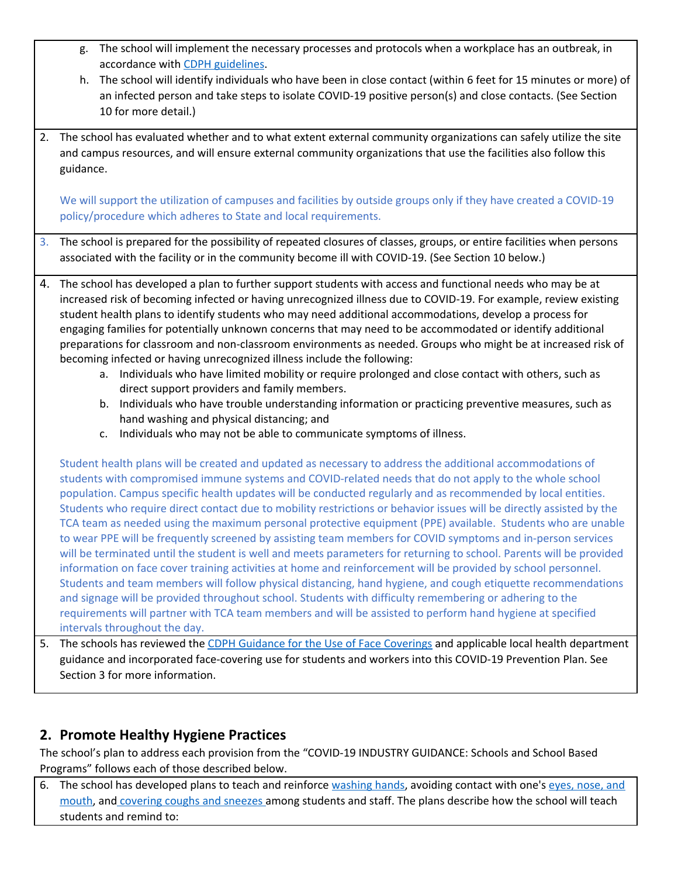g. The school will implement the necessary processes and protocols when a workplace has an outbreak, in accordance with [CDPH guidelines](#).
h. The school will identify individuals who have been in close contact (within 6 feet for 15 minutes or more) of an infected person and take steps to isolate COVID-19 positive person(s) and close contacts. (See Section 10 for more detail.)

2. The school has evaluated whether and to what extent external community organizations can safely utilize the site and campus resources, and will ensure external community organizations that use the facilities also follow this guidance.

   We will support the utilization of campuses and facilities by outside groups only if they have created a COVID-19 policy/procedure which adheres to State and local requirements.

3. The school is prepared for the possibility of repeated closures of classes, groups, or entire facilities when persons associated with the facility or in the community become ill with COVID-19. (See Section 10 below.)

4. The school has developed a plan to further support students with access and functional needs who may be at increased risk of becoming infected or having unrecognized illness due to COVID-19. For example, review existing student health plans to identify students who may need additional accommodations, develop a process for engaging families for potentially unknown concerns that may need to be accommodated or identify additional preparations for classroom and non-classroom environments as needed. Groups who might be at increased risk of becoming infected or having unrecognized illness include the following:
   a. Individuals who have limited mobility or require prolonged and close contact with others, such as direct support providers and family members.
   b. Individuals who have trouble understanding information or practicing preventive measures, such as hand washing and physical distancing; and
   c. Individuals who may not be able to communicate symptoms of illness.

   Student health plans will be created and updated as necessary to address the additional accommodations of students with compromised immune systems and COVID-related needs that do not apply to the whole school population. Campus specific health updates will be conducted regularly and as recommended by local entities. Students who require direct contact due to mobility restrictions or behavior issues will be directly assisted by the TCA team as needed using the maximum personal protective equipment (PPE) available. Students who are unable to wear PPE will be frequently screened by assisting team members for COVID symptoms and in-person services will be terminated until the student is well and meets parameters for returning to school. Parents will be provided information on face cover training activities at home and reinforcement will be provided by school personnel. Students and team members will follow physical distancing, hand hygiene, and cough etiquette recommendations and signage will be provided throughout school. Students with difficulty remembering or adhering to the requirements will partner with TCA team members and will be assisted to perform hand hygiene at specified intervals throughout the day.

5. The schools has reviewed the [CDPH Guidance for the Use of Face Coverings](#) and applicable local health department guidance and incorporated face-covering use for students and workers into this COVID-19 Prevention Plan. See Section 3 for more information.

## 2. Promote Healthy Hygiene Practices

The school's plan to address each provision from the "COVID-19 INDUSTRY GUIDANCE: Schools and School Based Programs" follows each of those described below.

6. The school has developed plans to teach and reinforce [washing hands](#), avoiding contact with one's [eyes, nose, and mouth](#), and [covering coughs and sneezes](#) among students and staff. The plans describe how the school will teach students and remind to: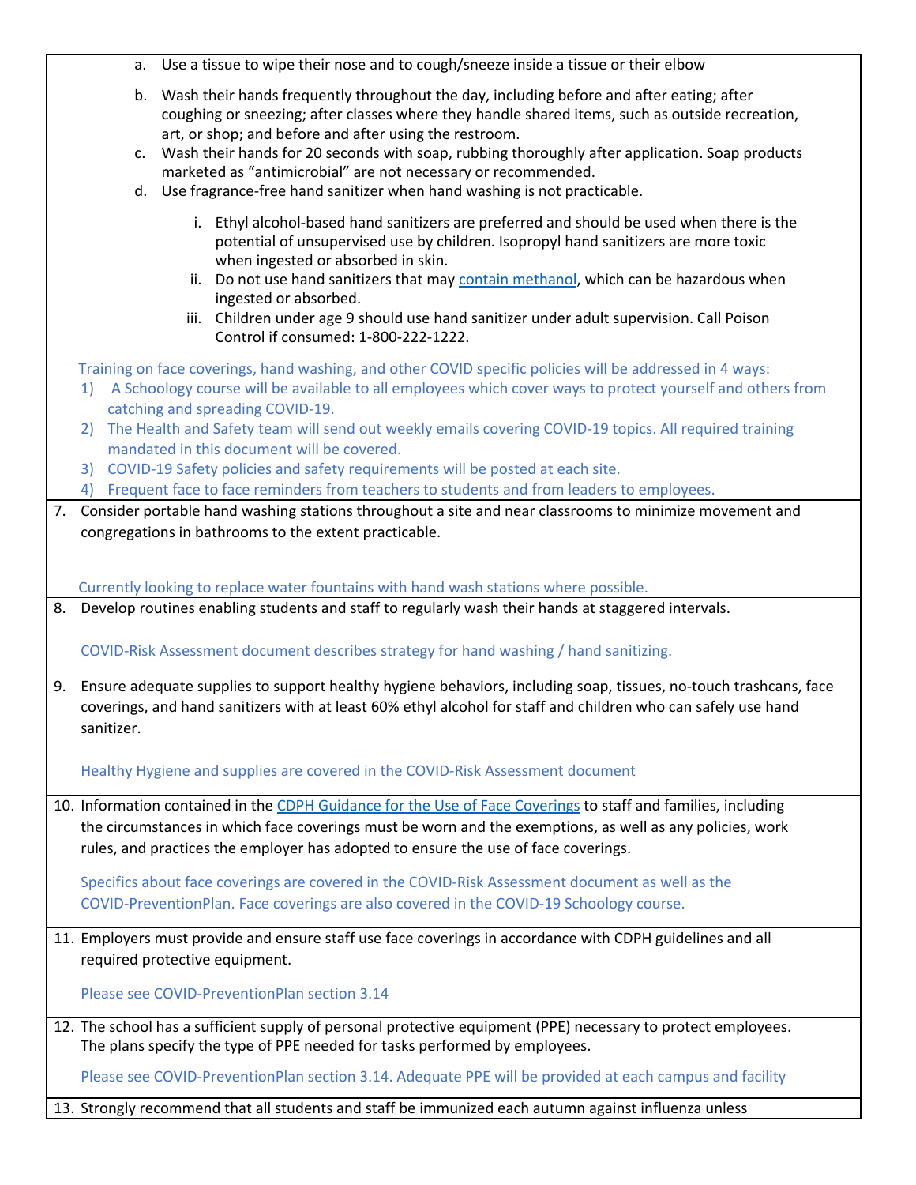a. Use a tissue to wipe their nose and to cough/sneeze inside a tissue or their elbow

b. Wash their hands frequently throughout the day, including before and after eating; after coughing or sneezing; after classes where they handle shared items, such as outside recreation, art, or shop; and before and after using the restroom.

c. Wash their hands for 20 seconds with soap, rubbing thoroughly after application. Soap products marketed as "antimicrobial" are not necessary or recommended.

d. Use fragrance-free hand sanitizer when hand washing is not practicable.

   i. Ethyl alcohol-based hand sanitizers are preferred and should be used when there is the potential of unsupervised use by children. Isopropyl hand sanitizers are more toxic when ingested or absorbed in skin.

   ii. Do not use hand sanitizers that may contain methanol, which can be hazardous when ingested or absorbed.

   iii. Children under age 9 should use hand sanitizer under adult supervision. Call Poison Control if consumed: 1-800-222-1222.

Training on face coverings, hand washing, and other COVID specific policies will be addressed in 4 ways:

1) A Schoology course will be available to all employees which cover ways to protect yourself and others from catching and spreading COVID-19.
2) The Health and Safety team will send out weekly emails covering COVID-19 topics. All required training mandated in this document will be covered.
3) COVID-19 Safety policies and safety requirements will be posted at each site.
4) Frequent face to face reminders from teachers to students and from leaders to employees.

7. Consider portable hand washing stations throughout a site and near classrooms to minimize movement and congregations in bathrooms to the extent practicable.

   Currently looking to replace water fountains with hand wash stations where possible.

8. Develop routines enabling students and staff to regularly wash their hands at staggered intervals.

   COVID-Risk Assessment document describes strategy for hand washing / hand sanitizing.

9. Ensure adequate supplies to support healthy hygiene behaviors, including soap, tissues, no-touch trashcans, face coverings, and hand sanitizers with at least 60% ethyl alcohol for staff and children who can safely use hand sanitizer.

   Healthy Hygiene and supplies are covered in the COVID-Risk Assessment document

10. Information contained in the CDPH Guidance for the Use of Face Coverings to staff and families, including the circumstances in which face coverings must be worn and the exemptions, as well as any policies, work rules, and practices the employer has adopted to ensure the use of face coverings.

    Specifics about face coverings are covered in the COVID-Risk Assessment document as well as the COVID-PreventionPlan. Face coverings are also covered in the COVID-19 Schoology course.

11. Employers must provide and ensure staff use face coverings in accordance with CDPH guidelines and all required protective equipment.

    Please see COVID-PreventionPlan section 3.14

12. The school has a sufficient supply of personal protective equipment (PPE) necessary to protect employees. The plans specify the type of PPE needed for tasks performed by employees.

    Please see COVID-PreventionPlan section 3.14. Adequate PPE will be provided at each campus and facility

13. Strongly recommend that all students and staff be immunized each autumn against influenza unless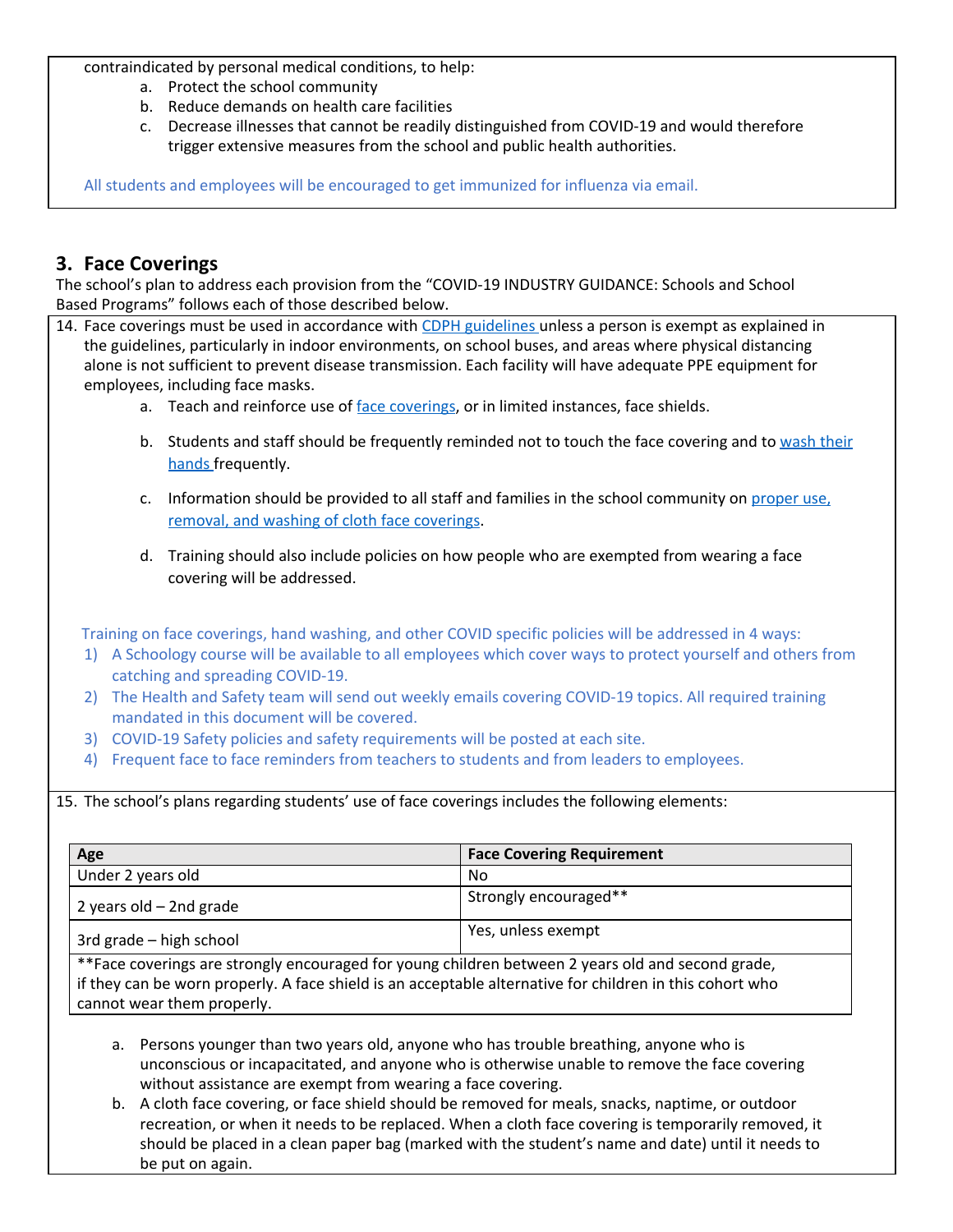contraindicated by personal medical conditions, to help:

a. Protect the school community
b. Reduce demands on health care facilities
c. Decrease illnesses that cannot be readily distinguished from COVID-19 and would therefore trigger extensive measures from the school and public health authorities.

All students and employees will be encouraged to get immunized for influenza via email.

## 3. Face Coverings

The school's plan to address each provision from the "COVID-19 INDUSTRY GUIDANCE: Schools and School Based Programs" follows each of those described below.

14. Face coverings must be used in accordance with CDPH guidelines unless a person is exempt as explained in the guidelines, particularly in indoor environments, on school buses, and areas where physical distancing alone is not sufficient to prevent disease transmission. Each facility will have adequate PPE equipment for employees, including face masks.

    a. Teach and reinforce use of face coverings, or in limited instances, face shields.

    b. Students and staff should be frequently reminded not to touch the face covering and to wash their hands frequently.

    c. Information should be provided to all staff and families in the school community on proper use, removal, and washing of cloth face coverings.

    d. Training should also include policies on how people who are exempted from wearing a face covering will be addressed.

    Training on face coverings, hand washing, and other COVID specific policies will be addressed in 4 ways:

    1) A Schoology course will be available to all employees which cover ways to protect yourself and others from catching and spreading COVID-19.
    2) The Health and Safety team will send out weekly emails covering COVID-19 topics. All required training mandated in this document will be covered.
    3) COVID-19 Safety policies and safety requirements will be posted at each site.
    4) Frequent face to face reminders from teachers to students and from leaders to employees.

15. The school's plans regarding students' use of face coverings includes the following elements:

| Age | Face Covering Requirement |
|---|---|
| Under 2 years old | No |
| 2 years old – 2nd grade | Strongly encouraged** |
| 3rd grade – high school | Yes, unless exempt |

**Face coverings are strongly encouraged for young children between 2 years old and second grade, if they can be worn properly. A face shield is an acceptable alternative for children in this cohort who cannot wear them properly.

    a. Persons younger than two years old, anyone who has trouble breathing, anyone who is unconscious or incapacitated, and anyone who is otherwise unable to remove the face covering without assistance are exempt from wearing a face covering.
    b. A cloth face covering, or face shield should be removed for meals, snacks, naptime, or outdoor recreation, or when it needs to be replaced. When a cloth face covering is temporarily removed, it should be placed in a clean paper bag (marked with the student's name and date) until it needs to be put on again.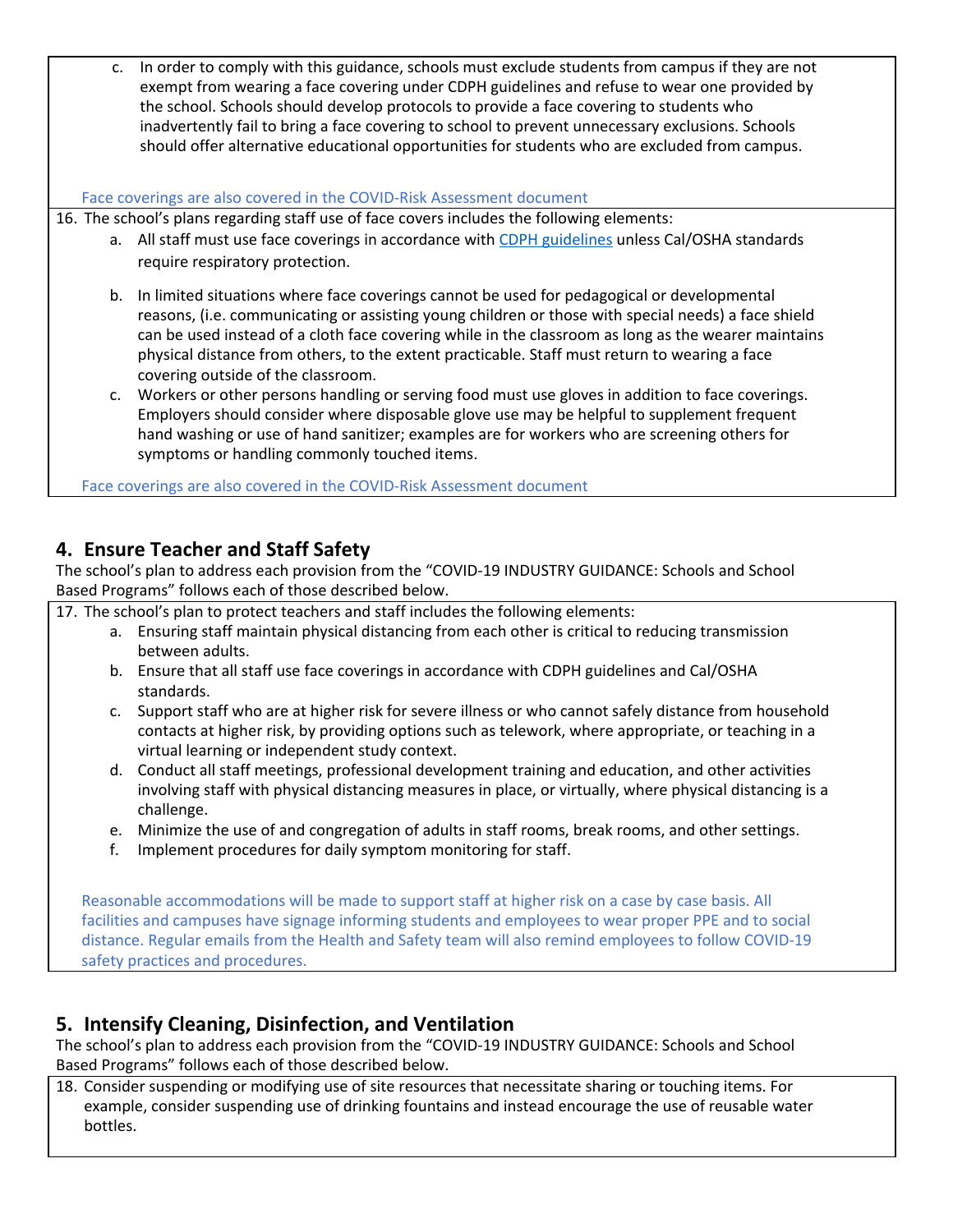c. In order to comply with this guidance, schools must exclude students from campus if they are not exempt from wearing a face covering under CDPH guidelines and refuse to wear one provided by the school. Schools should develop protocols to provide a face covering to students who inadvertently fail to bring a face covering to school to prevent unnecessary exclusions. Schools should offer alternative educational opportunities for students who are excluded from campus.

Face coverings are also covered in the COVID-Risk Assessment document

16. The school's plans regarding staff use of face covers includes the following elements:
    a. All staff must use face coverings in accordance with CDPH guidelines unless Cal/OSHA standards require respiratory protection.
    b. In limited situations where face coverings cannot be used for pedagogical or developmental reasons, (i.e. communicating or assisting young children or those with special needs) a face shield can be used instead of a cloth face covering while in the classroom as long as the wearer maintains physical distance from others, to the extent practicable. Staff must return to wearing a face covering outside of the classroom.
    c. Workers or other persons handling or serving food must use gloves in addition to face coverings. Employers should consider where disposable glove use may be helpful to supplement frequent hand washing or use of hand sanitizer; examples are for workers who are screening others for symptoms or handling commonly touched items.

Face coverings are also covered in the COVID-Risk Assessment document

## 4. Ensure Teacher and Staff Safety

The school's plan to address each provision from the "COVID-19 INDUSTRY GUIDANCE: Schools and School Based Programs" follows each of those described below.

17. The school's plan to protect teachers and staff includes the following elements:
    a. Ensuring staff maintain physical distancing from each other is critical to reducing transmission between adults.
    b. Ensure that all staff use face coverings in accordance with CDPH guidelines and Cal/OSHA standards.
    c. Support staff who are at higher risk for severe illness or who cannot safely distance from household contacts at higher risk, by providing options such as telework, where appropriate, or teaching in a virtual learning or independent study context.
    d. Conduct all staff meetings, professional development training and education, and other activities involving staff with physical distancing measures in place, or virtually, where physical distancing is a challenge.
    e. Minimize the use of and congregation of adults in staff rooms, break rooms, and other settings.
    f. Implement procedures for daily symptom monitoring for staff.

Reasonable accommodations will be made to support staff at higher risk on a case by case basis. All facilities and campuses have signage informing students and employees to wear proper PPE and to social distance. Regular emails from the Health and Safety team will also remind employees to follow COVID-19 safety practices and procedures.

## 5. Intensify Cleaning, Disinfection, and Ventilation

The school's plan to address each provision from the "COVID-19 INDUSTRY GUIDANCE: Schools and School Based Programs" follows each of those described below.

18. Consider suspending or modifying use of site resources that necessitate sharing or touching items. For example, consider suspending use of drinking fountains and instead encourage the use of reusable water bottles.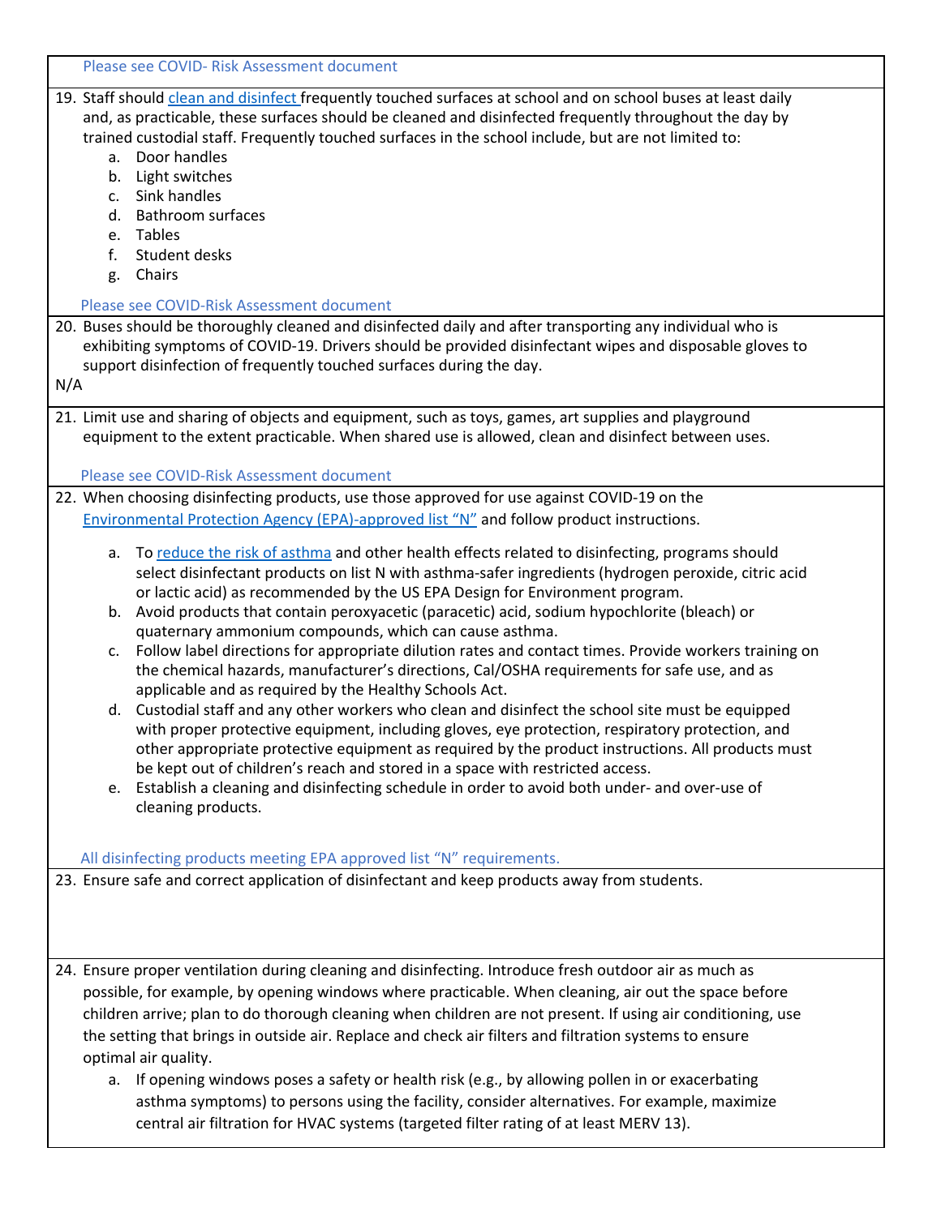Please see COVID- Risk Assessment document

19. Staff should clean and disinfect frequently touched surfaces at school and on school buses at least daily and, as practicable, these surfaces should be cleaned and disinfected frequently throughout the day by trained custodial staff. Frequently touched surfaces in the school include, but are not limited to:
    a. Door handles
    b. Light switches
    c. Sink handles
    d. Bathroom surfaces
    e. Tables
    f. Student desks
    g. Chairs

Please see COVID-Risk Assessment document

20. Buses should be thoroughly cleaned and disinfected daily and after transporting any individual who is exhibiting symptoms of COVID-19. Drivers should be provided disinfectant wipes and disposable gloves to support disinfection of frequently touched surfaces during the day.

N/A

21. Limit use and sharing of objects and equipment, such as toys, games, art supplies and playground equipment to the extent practicable. When shared use is allowed, clean and disinfect between uses.

Please see COVID-Risk Assessment document

22. When choosing disinfecting products, use those approved for use against COVID-19 on the Environmental Protection Agency (EPA)-approved list "N" and follow product instructions.
    a. To reduce the risk of asthma and other health effects related to disinfecting, programs should select disinfectant products on list N with asthma-safer ingredients (hydrogen peroxide, citric acid or lactic acid) as recommended by the US EPA Design for Environment program.
    b. Avoid products that contain peroxyacetic (paracetic) acid, sodium hypochlorite (bleach) or quaternary ammonium compounds, which can cause asthma.
    c. Follow label directions for appropriate dilution rates and contact times. Provide workers training on the chemical hazards, manufacturer's directions, Cal/OSHA requirements for safe use, and as applicable and as required by the Healthy Schools Act.
    d. Custodial staff and any other workers who clean and disinfect the school site must be equipped with proper protective equipment, including gloves, eye protection, respiratory protection, and other appropriate protective equipment as required by the product instructions. All products must be kept out of children's reach and stored in a space with restricted access.
    e. Establish a cleaning and disinfecting schedule in order to avoid both under- and over-use of cleaning products.

All disinfecting products meeting EPA approved list "N" requirements.

23. Ensure safe and correct application of disinfectant and keep products away from students.

24. Ensure proper ventilation during cleaning and disinfecting. Introduce fresh outdoor air as much as possible, for example, by opening windows where practicable. When cleaning, air out the space before children arrive; plan to do thorough cleaning when children are not present. If using air conditioning, use the setting that brings in outside air. Replace and check air filters and filtration systems to ensure optimal air quality.
    a. If opening windows poses a safety or health risk (e.g., by allowing pollen in or exacerbating asthma symptoms) to persons using the facility, consider alternatives. For example, maximize central air filtration for HVAC systems (targeted filter rating of at least MERV 13).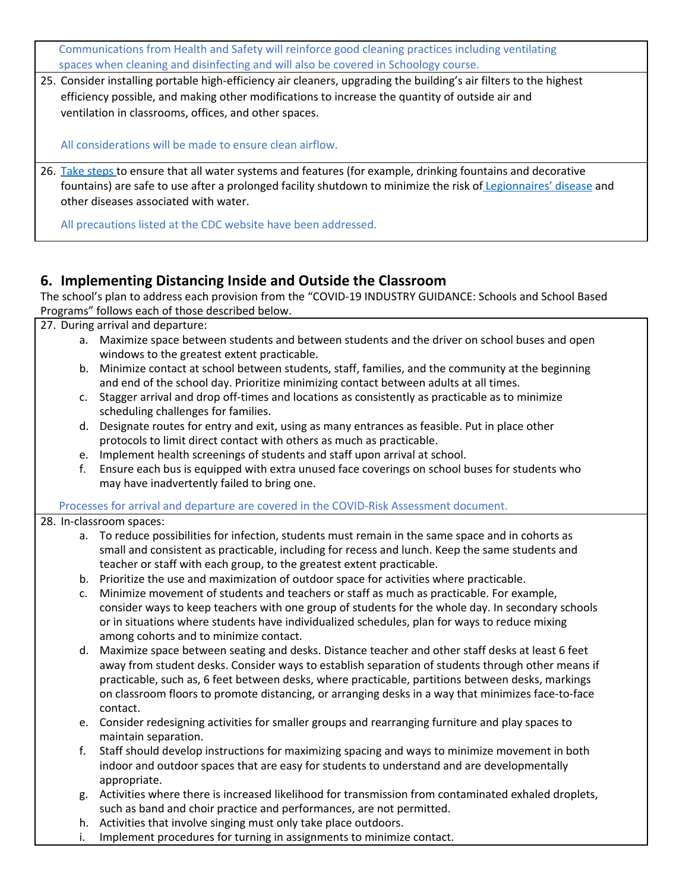Communications from Health and Safety will reinforce good cleaning practices including ventilating spaces when cleaning and disinfecting and will also be covered in Schoology course.

25. Consider installing portable high-efficiency air cleaners, upgrading the building's air filters to the highest efficiency possible, and making other modifications to increase the quantity of outside air and ventilation in classrooms, offices, and other spaces.

    All considerations will be made to ensure clean airflow.

26. Take steps to ensure that all water systems and features (for example, drinking fountains and decorative fountains) are safe to use after a prolonged facility shutdown to minimize the risk of Legionnaires' disease and other diseases associated with water.

    All precautions listed at the CDC website have been addressed.

## 6. Implementing Distancing Inside and Outside the Classroom

The school's plan to address each provision from the "COVID-19 INDUSTRY GUIDANCE: Schools and School Based Programs" follows each of those described below.

27. During arrival and departure:
    a. Maximize space between students and between students and the driver on school buses and open windows to the greatest extent practicable.
    b. Minimize contact at school between students, staff, families, and the community at the beginning and end of the school day. Prioritize minimizing contact between adults at all times.
    c. Stagger arrival and drop off-times and locations as consistently as practicable as to minimize scheduling challenges for families.
    d. Designate routes for entry and exit, using as many entrances as feasible. Put in place other protocols to limit direct contact with others as much as practicable.
    e. Implement health screenings of students and staff upon arrival at school.
    f. Ensure each bus is equipped with extra unused face coverings on school buses for students who may have inadvertently failed to bring one.

    Processes for arrival and departure are covered in the COVID-Risk Assessment document.

28. In-classroom spaces:
    a. To reduce possibilities for infection, students must remain in the same space and in cohorts as small and consistent as practicable, including for recess and lunch. Keep the same students and teacher or staff with each group, to the greatest extent practicable.
    b. Prioritize the use and maximization of outdoor space for activities where practicable.
    c. Minimize movement of students and teachers or staff as much as practicable. For example, consider ways to keep teachers with one group of students for the whole day. In secondary schools or in situations where students have individualized schedules, plan for ways to reduce mixing among cohorts and to minimize contact.
    d. Maximize space between seating and desks. Distance teacher and other staff desks at least 6 feet away from student desks. Consider ways to establish separation of students through other means if practicable, such as, 6 feet between desks, where practicable, partitions between desks, markings on classroom floors to promote distancing, or arranging desks in a way that minimizes face-to-face contact.
    e. Consider redesigning activities for smaller groups and rearranging furniture and play spaces to maintain separation.
    f. Staff should develop instructions for maximizing spacing and ways to minimize movement in both indoor and outdoor spaces that are easy for students to understand and are developmentally appropriate.
    g. Activities where there is increased likelihood for transmission from contaminated exhaled droplets, such as band and choir practice and performances, are not permitted.
    h. Activities that involve singing must only take place outdoors.
    i. Implement procedures for turning in assignments to minimize contact.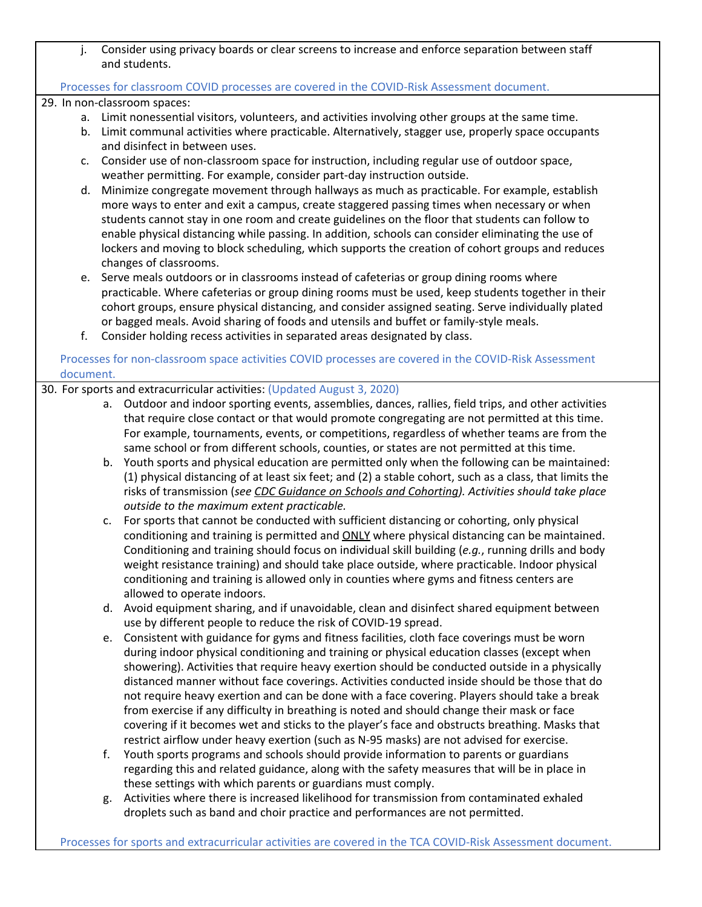j. Consider using privacy boards or clear screens to increase and enforce separation between staff and students.

Processes for classroom COVID processes are covered in the COVID-Risk Assessment document.

29. In non-classroom spaces:
    a. Limit nonessential visitors, volunteers, and activities involving other groups at the same time.
    b. Limit communal activities where practicable. Alternatively, stagger use, properly space occupants and disinfect in between uses.
    c. Consider use of non-classroom space for instruction, including regular use of outdoor space, weather permitting. For example, consider part-day instruction outside.
    d. Minimize congregate movement through hallways as much as practicable. For example, establish more ways to enter and exit a campus, create staggered passing times when necessary or when students cannot stay in one room and create guidelines on the floor that students can follow to enable physical distancing while passing. In addition, schools can consider eliminating the use of lockers and moving to block scheduling, which supports the creation of cohort groups and reduces changes of classrooms.
    e. Serve meals outdoors or in classrooms instead of cafeterias or group dining rooms where practicable. Where cafeterias or group dining rooms must be used, keep students together in their cohort groups, ensure physical distancing, and consider assigned seating. Serve individually plated or bagged meals. Avoid sharing of foods and utensils and buffet or family-style meals.
    f. Consider holding recess activities in separated areas designated by class.

Processes for non-classroom space activities COVID processes are covered in the COVID-Risk Assessment document.

30. For sports and extracurricular activities: (Updated August 3, 2020)
    a. Outdoor and indoor sporting events, assemblies, dances, rallies, field trips, and other activities that require close contact or that would promote congregating are not permitted at this time. For example, tournaments, events, or competitions, regardless of whether teams are from the same school or from different schools, counties, or states are not permitted at this time.
    b. Youth sports and physical education are permitted only when the following can be maintained: (1) physical distancing of at least six feet; and (2) a stable cohort, such as a class, that limits the risks of transmission (*see CDC Guidance on Schools and Cohorting). Activities should take place outside to the maximum extent practicable.*
    c. For sports that cannot be conducted with sufficient distancing or cohorting, only physical conditioning and training is permitted and ONLY where physical distancing can be maintained. Conditioning and training should focus on individual skill building (*e.g.*, running drills and body weight resistance training) and should take place outside, where practicable. Indoor physical conditioning and training is allowed only in counties where gyms and fitness centers are allowed to operate indoors.
    d. Avoid equipment sharing, and if unavoidable, clean and disinfect shared equipment between use by different people to reduce the risk of COVID-19 spread.
    e. Consistent with guidance for gyms and fitness facilities, cloth face coverings must be worn during indoor physical conditioning and training or physical education classes (except when showering). Activities that require heavy exertion should be conducted outside in a physically distanced manner without face coverings. Activities conducted inside should be those that do not require heavy exertion and can be done with a face covering. Players should take a break from exercise if any difficulty in breathing is noted and should change their mask or face covering if it becomes wet and sticks to the player's face and obstructs breathing. Masks that restrict airflow under heavy exertion (such as N-95 masks) are not advised for exercise.
    f. Youth sports programs and schools should provide information to parents or guardians regarding this and related guidance, along with the safety measures that will be in place in these settings with which parents or guardians must comply.
    g. Activities where there is increased likelihood for transmission from contaminated exhaled droplets such as band and choir practice and performances are not permitted.

Processes for sports and extracurricular activities are covered in the TCA COVID-Risk Assessment document.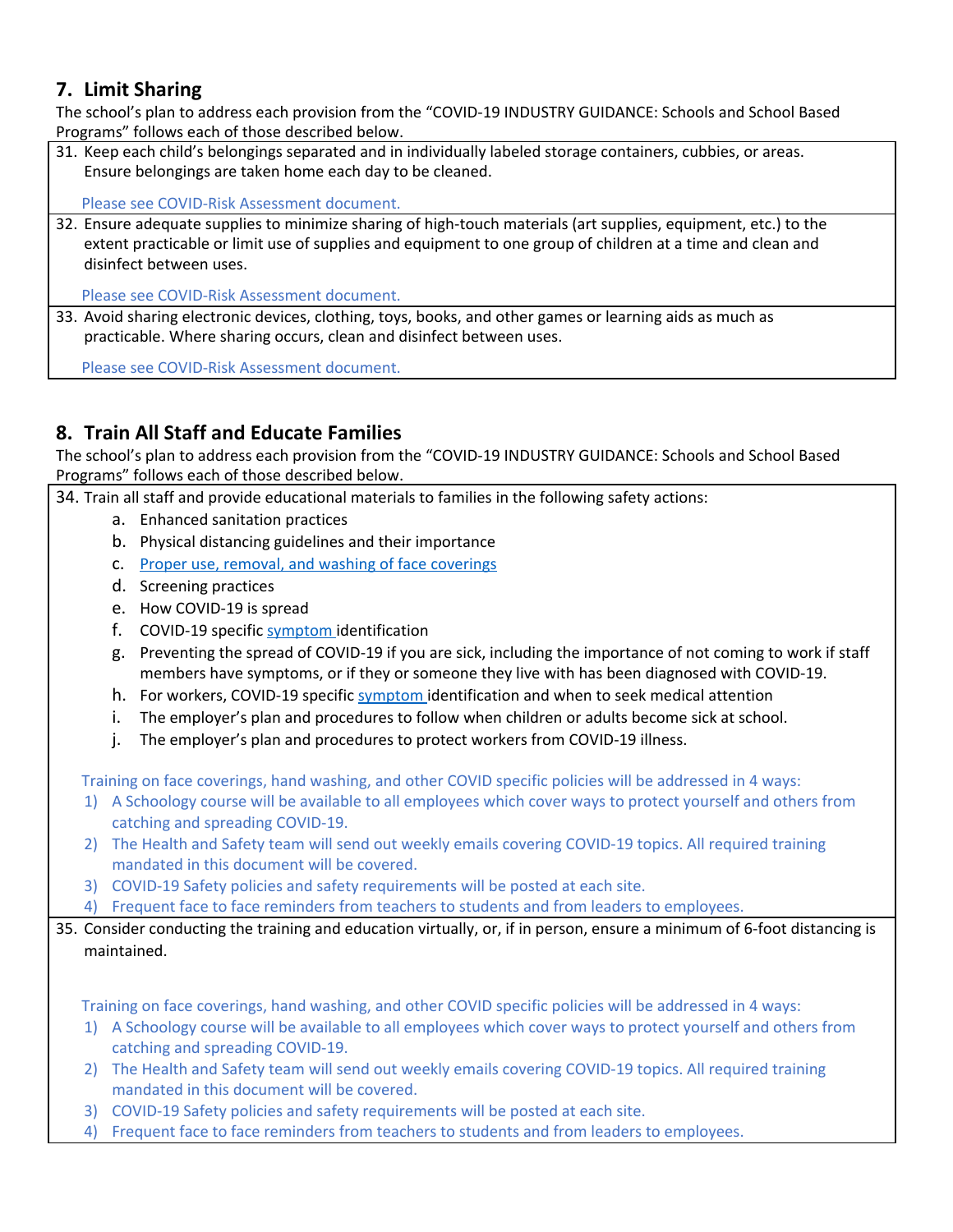## 7. Limit Sharing

The school's plan to address each provision from the "COVID-19 INDUSTRY GUIDANCE: Schools and School Based Programs" follows each of those described below.

31. Keep each child's belongings separated and in individually labeled storage containers, cubbies, or areas. Ensure belongings are taken home each day to be cleaned.

    Please see COVID-Risk Assessment document.

32. Ensure adequate supplies to minimize sharing of high-touch materials (art supplies, equipment, etc.) to the extent practicable or limit use of supplies and equipment to one group of children at a time and clean and disinfect between uses.

    Please see COVID-Risk Assessment document.

33. Avoid sharing electronic devices, clothing, toys, books, and other games or learning aids as much as practicable. Where sharing occurs, clean and disinfect between uses.

    Please see COVID-Risk Assessment document.

## 8. Train All Staff and Educate Families

The school's plan to address each provision from the "COVID-19 INDUSTRY GUIDANCE: Schools and School Based Programs" follows each of those described below.

34. Train all staff and provide educational materials to families in the following safety actions:
    a. Enhanced sanitation practices
    b. Physical distancing guidelines and their importance
    c. Proper use, removal, and washing of face coverings
    d. Screening practices
    e. How COVID-19 is spread
    f. COVID-19 specific symptom identification
    g. Preventing the spread of COVID-19 if you are sick, including the importance of not coming to work if staff members have symptoms, or if they or someone they live with has been diagnosed with COVID-19.
    h. For workers, COVID-19 specific symptom identification and when to seek medical attention
    i. The employer's plan and procedures to follow when children or adults become sick at school.
    j. The employer's plan and procedures to protect workers from COVID-19 illness.

    Training on face coverings, hand washing, and other COVID specific policies will be addressed in 4 ways:
    1) A Schoology course will be available to all employees which cover ways to protect yourself and others from catching and spreading COVID-19.
    2) The Health and Safety team will send out weekly emails covering COVID-19 topics. All required training mandated in this document will be covered.
    3) COVID-19 Safety policies and safety requirements will be posted at each site.
    4) Frequent face to face reminders from teachers to students and from leaders to employees.

35. Consider conducting the training and education virtually, or, if in person, ensure a minimum of 6-foot distancing is maintained.

    Training on face coverings, hand washing, and other COVID specific policies will be addressed in 4 ways:
    1) A Schoology course will be available to all employees which cover ways to protect yourself and others from catching and spreading COVID-19.
    2) The Health and Safety team will send out weekly emails covering COVID-19 topics. All required training mandated in this document will be covered.
    3) COVID-19 Safety policies and safety requirements will be posted at each site.
    4) Frequent face to face reminders from teachers to students and from leaders to employees.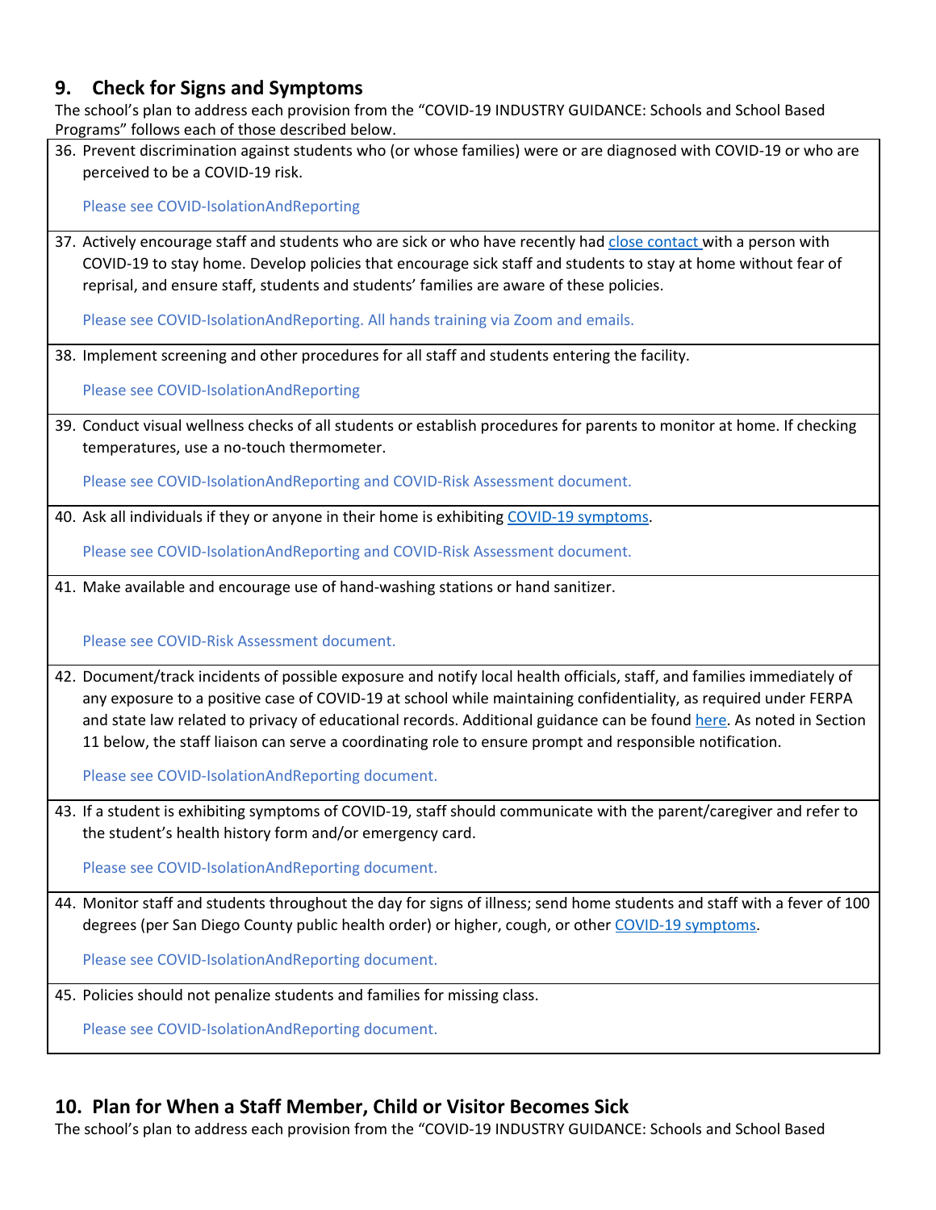## 9. Check for Signs and Symptoms

The school's plan to address each provision from the "COVID-19 INDUSTRY GUIDANCE: Schools and School Based Programs" follows each of those described below.

36. Prevent discrimination against students who (or whose families) were or are diagnosed with COVID-19 or who are perceived to be a COVID-19 risk.

    Please see COVID-IsolationAndReporting

37. Actively encourage staff and students who are sick or who have recently had close contact with a person with COVID-19 to stay home. Develop policies that encourage sick staff and students to stay at home without fear of reprisal, and ensure staff, students and students' families are aware of these policies.

    Please see COVID-IsolationAndReporting. All hands training via Zoom and emails.

38. Implement screening and other procedures for all staff and students entering the facility.

    Please see COVID-IsolationAndReporting

39. Conduct visual wellness checks of all students or establish procedures for parents to monitor at home. If checking temperatures, use a no-touch thermometer.

    Please see COVID-IsolationAndReporting and COVID-Risk Assessment document.

40. Ask all individuals if they or anyone in their home is exhibiting COVID-19 symptoms.

    Please see COVID-IsolationAndReporting and COVID-Risk Assessment document.

41. Make available and encourage use of hand-washing stations or hand sanitizer.

    Please see COVID-Risk Assessment document.

42. Document/track incidents of possible exposure and notify local health officials, staff, and families immediately of any exposure to a positive case of COVID-19 at school while maintaining confidentiality, as required under FERPA and state law related to privacy of educational records. Additional guidance can be found here. As noted in Section 11 below, the staff liaison can serve a coordinating role to ensure prompt and responsible notification.

    Please see COVID-IsolationAndReporting document.

43. If a student is exhibiting symptoms of COVID-19, staff should communicate with the parent/caregiver and refer to the student's health history form and/or emergency card.

    Please see COVID-IsolationAndReporting document.

44. Monitor staff and students throughout the day for signs of illness; send home students and staff with a fever of 100 degrees (per San Diego County public health order) or higher, cough, or other COVID-19 symptoms.

    Please see COVID-IsolationAndReporting document.

45. Policies should not penalize students and families for missing class.

    Please see COVID-IsolationAndReporting document.

## 10. Plan for When a Staff Member, Child or Visitor Becomes Sick

The school's plan to address each provision from the "COVID-19 INDUSTRY GUIDANCE: Schools and School Based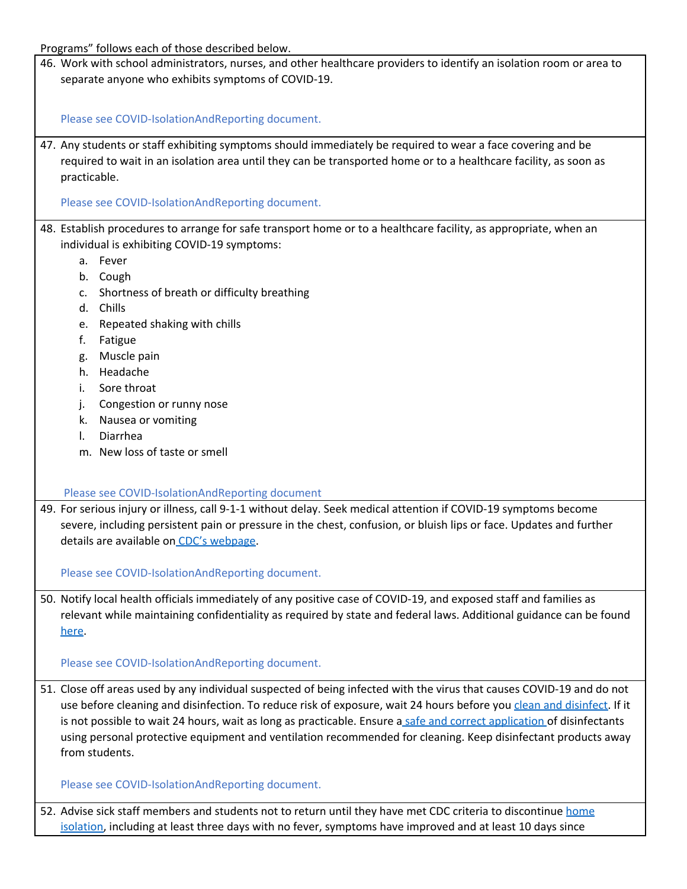Programs" follows each of those described below.

46. Work with school administrators, nurses, and other healthcare providers to identify an isolation room or area to separate anyone who exhibits symptoms of COVID-19.

    Please see COVID-IsolationAndReporting document.

47. Any students or staff exhibiting symptoms should immediately be required to wear a face covering and be required to wait in an isolation area until they can be transported home or to a healthcare facility, as soon as practicable.

    Please see COVID-IsolationAndReporting document.

48. Establish procedures to arrange for safe transport home or to a healthcare facility, as appropriate, when an individual is exhibiting COVID-19 symptoms:
    a. Fever
    b. Cough
    c. Shortness of breath or difficulty breathing
    d. Chills
    e. Repeated shaking with chills
    f. Fatigue
    g. Muscle pain
    h. Headache
    i. Sore throat
    j. Congestion or runny nose
    k. Nausea or vomiting
    l. Diarrhea
    m. New loss of taste or smell

    Please see COVID-IsolationAndReporting document

49. For serious injury or illness, call 9-1-1 without delay. Seek medical attention if COVID-19 symptoms become severe, including persistent pain or pressure in the chest, confusion, or bluish lips or face. Updates and further details are available on CDC's webpage.

    Please see COVID-IsolationAndReporting document.

50. Notify local health officials immediately of any positive case of COVID-19, and exposed staff and families as relevant while maintaining confidentiality as required by state and federal laws. Additional guidance can be found here.

    Please see COVID-IsolationAndReporting document.

51. Close off areas used by any individual suspected of being infected with the virus that causes COVID-19 and do not use before cleaning and disinfection. To reduce risk of exposure, wait 24 hours before you clean and disinfect. If it is not possible to wait 24 hours, wait as long as practicable. Ensure a safe and correct application of disinfectants using personal protective equipment and ventilation recommended for cleaning. Keep disinfectant products away from students.

    Please see COVID-IsolationAndReporting document.

52. Advise sick staff members and students not to return until they have met CDC criteria to discontinue home isolation, including at least three days with no fever, symptoms have improved and at least 10 days since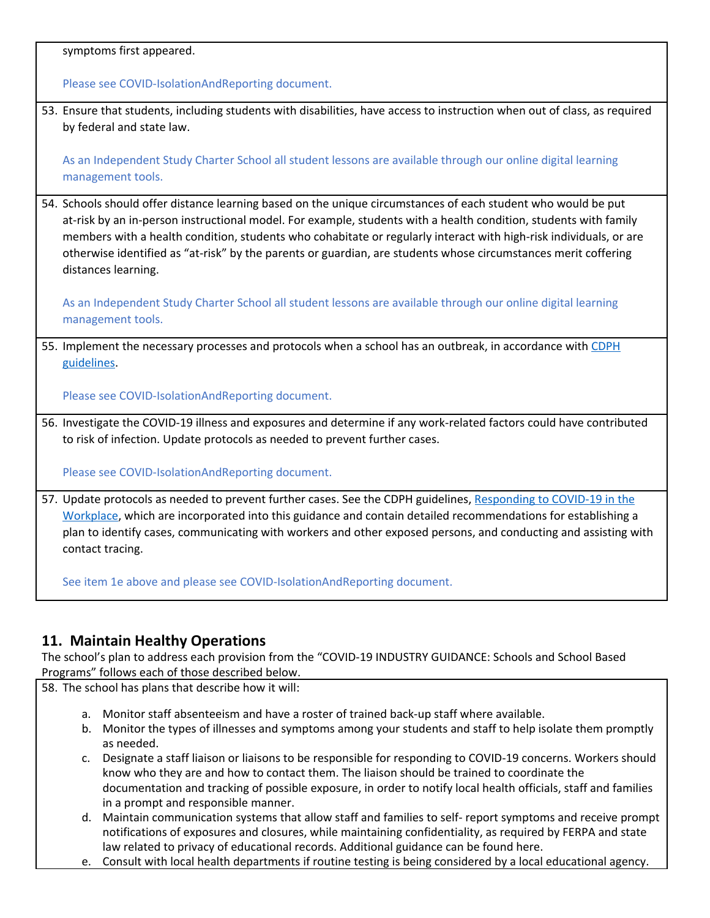symptoms first appeared.

Please see COVID-IsolationAndReporting document.

53. Ensure that students, including students with disabilities, have access to instruction when out of class, as required by federal and state law.

    As an Independent Study Charter School all student lessons are available through our online digital learning management tools.

54. Schools should offer distance learning based on the unique circumstances of each student who would be put at-risk by an in-person instructional model. For example, students with a health condition, students with family members with a health condition, students who cohabitate or regularly interact with high-risk individuals, or are otherwise identified as "at-risk" by the parents or guardian, are students whose circumstances merit coffering distances learning.

    As an Independent Study Charter School all student lessons are available through our online digital learning management tools.

55. Implement the necessary processes and protocols when a school has an outbreak, in accordance with CDPH guidelines.

    Please see COVID-IsolationAndReporting document.

56. Investigate the COVID-19 illness and exposures and determine if any work-related factors could have contributed to risk of infection. Update protocols as needed to prevent further cases.

    Please see COVID-IsolationAndReporting document.

57. Update protocols as needed to prevent further cases. See the CDPH guidelines, Responding to COVID-19 in the Workplace, which are incorporated into this guidance and contain detailed recommendations for establishing a plan to identify cases, communicating with workers and other exposed persons, and conducting and assisting with contact tracing.

    See item 1e above and please see COVID-IsolationAndReporting document.

## 11. Maintain Healthy Operations

The school's plan to address each provision from the "COVID-19 INDUSTRY GUIDANCE: Schools and School Based Programs" follows each of those described below.

58. The school has plans that describe how it will:

    a. Monitor staff absenteeism and have a roster of trained back-up staff where available.
    b. Monitor the types of illnesses and symptoms among your students and staff to help isolate them promptly as needed.
    c. Designate a staff liaison or liaisons to be responsible for responding to COVID-19 concerns. Workers should know who they are and how to contact them. The liaison should be trained to coordinate the documentation and tracking of possible exposure, in order to notify local health officials, staff and families in a prompt and responsible manner.
    d. Maintain communication systems that allow staff and families to self- report symptoms and receive prompt notifications of exposures and closures, while maintaining confidentiality, as required by FERPA and state law related to privacy of educational records. Additional guidance can be found here.
    e. Consult with local health departments if routine testing is being considered by a local educational agency.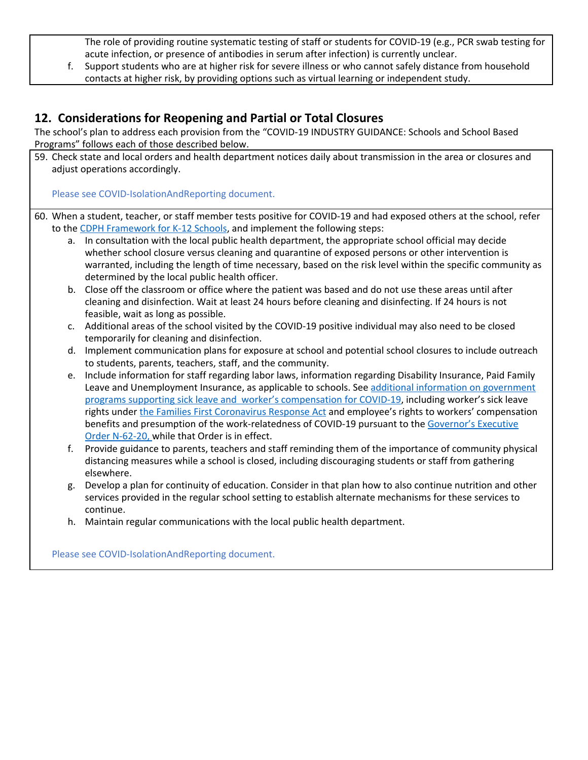The role of providing routine systematic testing of staff or students for COVID-19 (e.g., PCR swab testing for acute infection, or presence of antibodies in serum after infection) is currently unclear.

f. Support students who are at higher risk for severe illness or who cannot safely distance from household contacts at higher risk, by providing options such as virtual learning or independent study.

## 12. Considerations for Reopening and Partial or Total Closures

The school's plan to address each provision from the "COVID-19 INDUSTRY GUIDANCE: Schools and School Based Programs" follows each of those described below.

59. Check state and local orders and health department notices daily about transmission in the area or closures and adjust operations accordingly.

    Please see COVID-IsolationAndReporting document.

60. When a student, teacher, or staff member tests positive for COVID-19 and had exposed others at the school, refer to the CDPH Framework for K-12 Schools, and implement the following steps:
    a. In consultation with the local public health department, the appropriate school official may decide whether school closure versus cleaning and quarantine of exposed persons or other intervention is warranted, including the length of time necessary, based on the risk level within the specific community as determined by the local public health officer.
    b. Close off the classroom or office where the patient was based and do not use these areas until after cleaning and disinfection. Wait at least 24 hours before cleaning and disinfecting. If 24 hours is not feasible, wait as long as possible.
    c. Additional areas of the school visited by the COVID-19 positive individual may also need to be closed temporarily for cleaning and disinfection.
    d. Implement communication plans for exposure at school and potential school closures to include outreach to students, parents, teachers, staff, and the community.
    e. Include information for staff regarding labor laws, information regarding Disability Insurance, Paid Family Leave and Unemployment Insurance, as applicable to schools. See additional information on government programs supporting sick leave and worker's compensation for COVID-19, including worker's sick leave rights under the Families First Coronavirus Response Act and employee's rights to workers' compensation benefits and presumption of the work-relatedness of COVID-19 pursuant to the Governor's Executive Order N-62-20, while that Order is in effect.
    f. Provide guidance to parents, teachers and staff reminding them of the importance of community physical distancing measures while a school is closed, including discouraging students or staff from gathering elsewhere.
    g. Develop a plan for continuity of education. Consider in that plan how to also continue nutrition and other services provided in the regular school setting to establish alternate mechanisms for these services to continue.
    h. Maintain regular communications with the local public health department.

    Please see COVID-IsolationAndReporting document.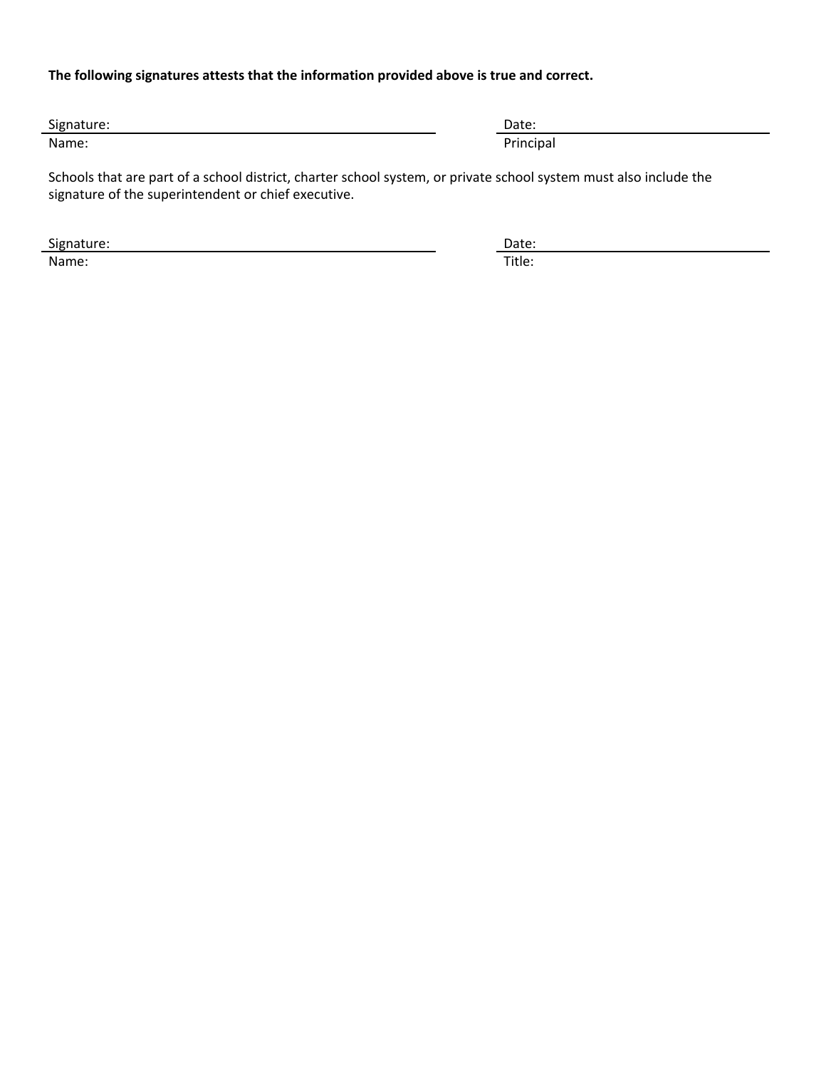**The following signatures attests that the information provided above is true and correct.**

Signature: \_\_\_\_\_\_\_\_\_\_\_\_\_\_\_\_\_\_\_\_\_\_\_\_\_\_\_\_\_\_\_\_ Date: \_\_\_\_\_\_\_\_\_\_\_\_\_\_\_\_\_\_\_\_

Name: Principal

Schools that are part of a school district, charter school system, or private school system must also include the signature of the superintendent or chief executive.

Signature: \_\_\_\_\_\_\_\_\_\_\_\_\_\_\_\_\_\_\_\_\_\_\_\_\_\_\_\_\_\_\_\_ Date: \_\_\_\_\_\_\_\_\_\_\_\_\_\_\_\_\_\_\_\_

Name: Title: